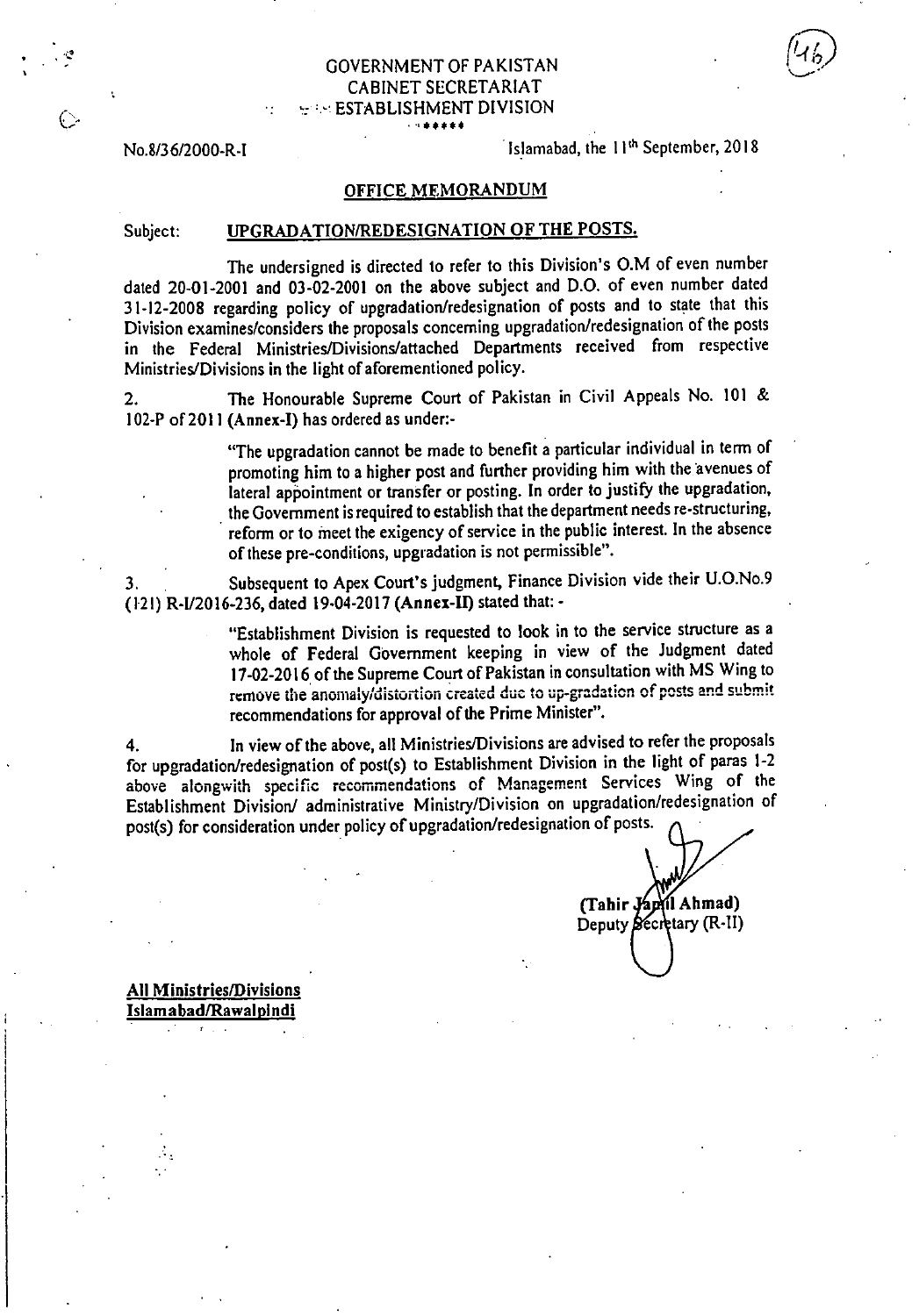GOVERNMENT OF PAKISTAN
CABINET SECRETARIAT
ESTABLISHMENT DIVISION

\*\*\*\*\*

No.8/36/2000-R-I

Islamabad, the 11th September, 2018

**OFFICE MEMORANDUM**

Subject: **UPGRADATION/REDESIGNATION OF THE POSTS.**

The undersigned is directed to refer to this Division's O.M of even number dated 20-01-2001 and 03-02-2001 on the above subject and D.O. of even number dated 31-12-2008 regarding policy of upgradation/redesignation of posts and to state that this Division examines/considers the proposals concerning upgradation/redesignation of the posts in the Federal Ministries/Divisions/attached Departments received from respective Ministries/Divisions in the light of aforementioned policy.

2. The Honourable Supreme Court of Pakistan in Civil Appeals No. 101 & 102-P of 2011 **(Annex-I)** has ordered as under:-

> "The upgradation cannot be made to benefit a particular individual in term of promoting him to a higher post and further providing him with the avenues of lateral appointment or transfer or posting. In order to justify the upgradation, the Government is required to establish that the department needs re-structuring, reform or to meet the exigency of service in the public interest. In the absence of these pre-conditions, upgradation is not permissible".

3. Subsequent to Apex Court's judgment, Finance Division vide their U.O.No.9 (121) R-I/2016-236, dated 19-04-2017 **(Annex-II)** stated that: -

> "Establishment Division is requested to look in to the service structure as a whole of Federal Government keeping in view of the Judgment dated 17-02-2016 of the Supreme Court of Pakistan in consultation with MS Wing to remove the anomaly/distortion created due to up-gradation of posts and submit recommendations for approval of the Prime Minister".

4. In view of the above, all Ministries/Divisions are advised to refer the proposals for upgradation/redesignation of post(s) to Establishment Division in the light of paras 1-2 above alongwith specific recommendations of Management Services Wing of the Establishment Division/ administrative Ministry/Division on upgradation/redesignation of post(s) for consideration under policy of upgradation/redesignation of posts.

**(Tahir Jamil Ahmad)**
Deputy Secretary (R-II)

**All Ministries/Divisions**
**Islamabad/Rawalpindi**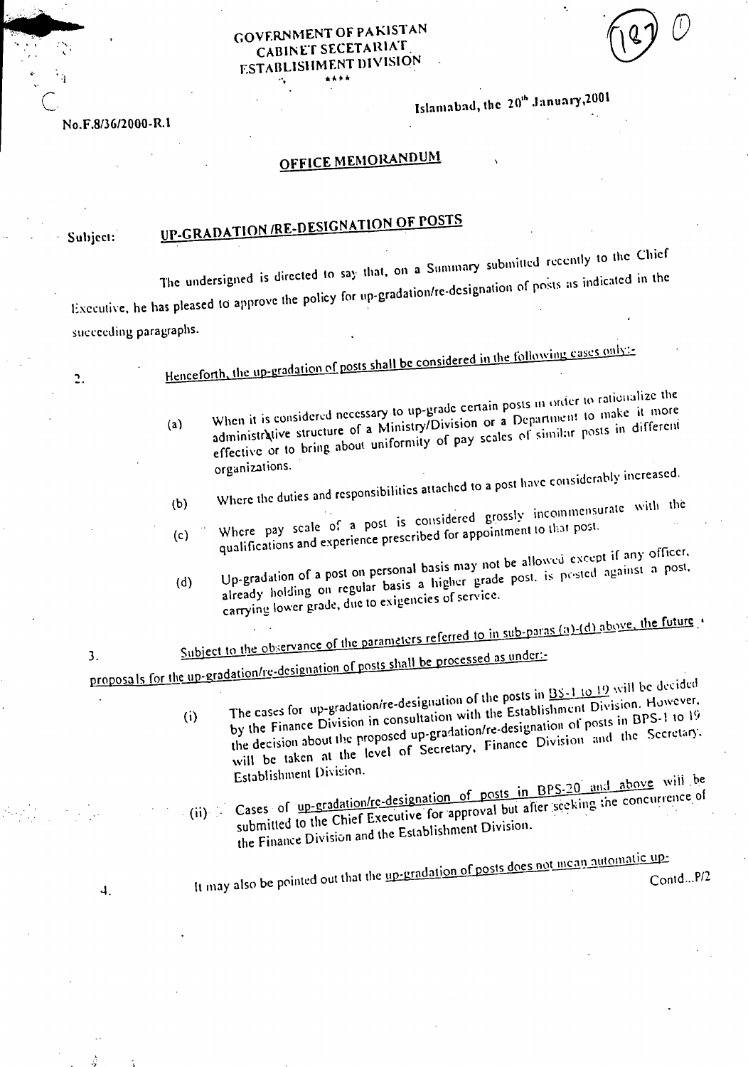GOVERNMENT OF PAKISTAN
CABINET SECRETARIAT
ESTABLISHMENT DIVISION

No.F.8/36/2000-R.1

Islamabad, the 20th January,2001

## OFFICE MEMORANDUM

Subject: **UP-GRADATION /RE-DESIGNATION OF POSTS**

The undersigned is directed to say that, on a Summary submitted recently to the Chief Executive, he has pleased to approve the policy for up-gradation/re-designation of posts as indicated in the succeeding paragraphs.

2. Henceforth, the up-gradation of posts shall be considered in the following cases only:-

    (a) When it is considered necessary to up-grade certain posts in order to rationalize the administrative structure of a Ministry/Division or a Department to make it more effective or to bring about uniformity of pay scales of similar posts in different organizations.

    (b) Where the duties and responsibilities attached to a post have considerably increased.

    (c) Where pay scale of a post is considered grossly incommensurate with the qualifications and experience prescribed for appointment to that post.

    (d) Up-gradation of a post on personal basis may not be allowed except if any officer, already holding on regular basis a higher grade post, is posted against a post, carrying lower grade, due to exigencies of service.

3. Subject to the observance of the parameters referred to in sub-paras (a)-(d) above, the future proposals for the up-gradation/re-designation of posts shall be processed as under:-

    (i) The cases for up-gradation/re-designation of the posts in BS-1 to 19 will be decided by the Finance Division in consultation with the Establishment Division. However, the decision about the proposed up-gradation/re-designation of posts in BPS-1 to 19 will be taken at the level of Secretary, Finance Division and the Secretary, Establishment Division.

    (ii) Cases of up-gradation/re-designation of posts in BPS-20 and above will be submitted to the Chief Executive for approval but after seeking the concurrence of the Finance Division and the Establishment Division.

4. It may also be pointed out that the up-gradation of posts does not mean automatic up-

Contd...P/2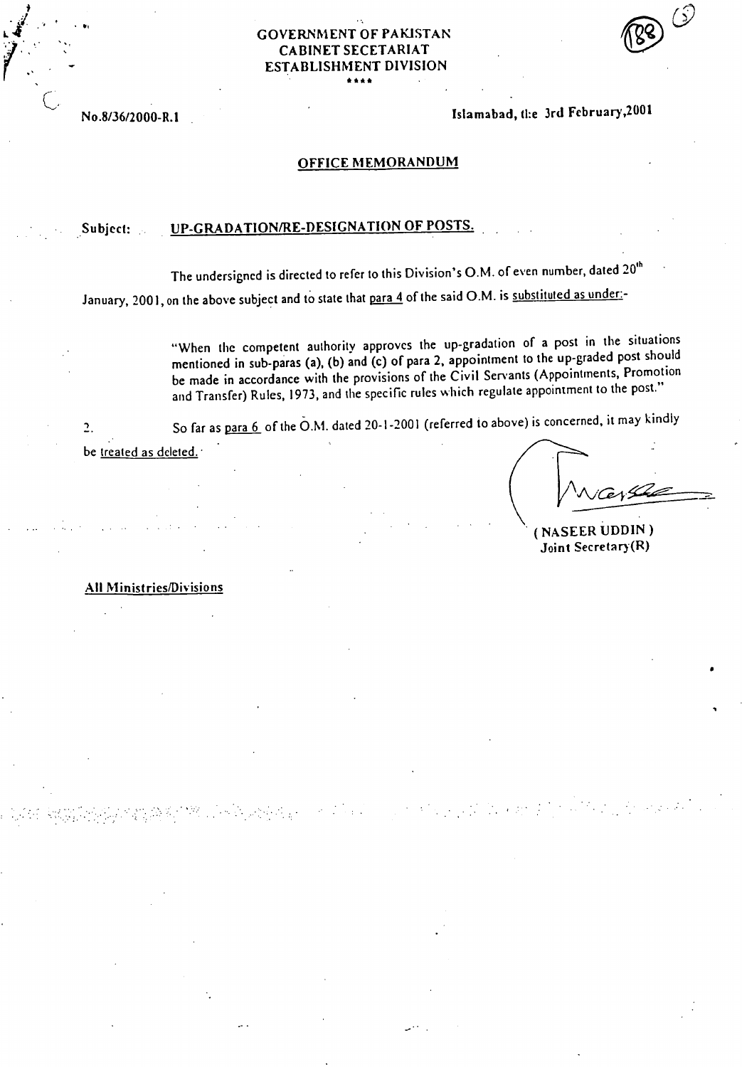**GOVERNMENT OF PAKISTAN**
**CABINET SECETARIAT**
**ESTABLISHMENT DIVISION**

\*\*\*\*

**No.8/36/2000-R.1**

**Islamabad, the 3rd February,2001**

## OFFICE MEMORANDUM

**Subject: UP-GRADATION/RE-DESIGNATION OF POSTS.**

The undersigned is directed to refer to this Division's O.M. of even number, dated 20th January, 2001, on the above subject and to state that para 4 of the said O.M. is substituted as under:-

> "When the competent authority approves the up-gradation of a post in the situations mentioned in sub-paras (a), (b) and (c) of para 2, appointment to the up-graded post should be made in accordance with the provisions of the Civil Servants (Appointments, Promotion and Transfer) Rules, 1973, and the specific rules which regulate appointment to the post."

2. So far as para 6 of the O.M. dated 20-1-2001 (referred to above) is concerned, it may kindly be treated as deleted.

**( NASEER UDDIN )**
**Joint Secretary(R)**

**All Ministries/Divisions**